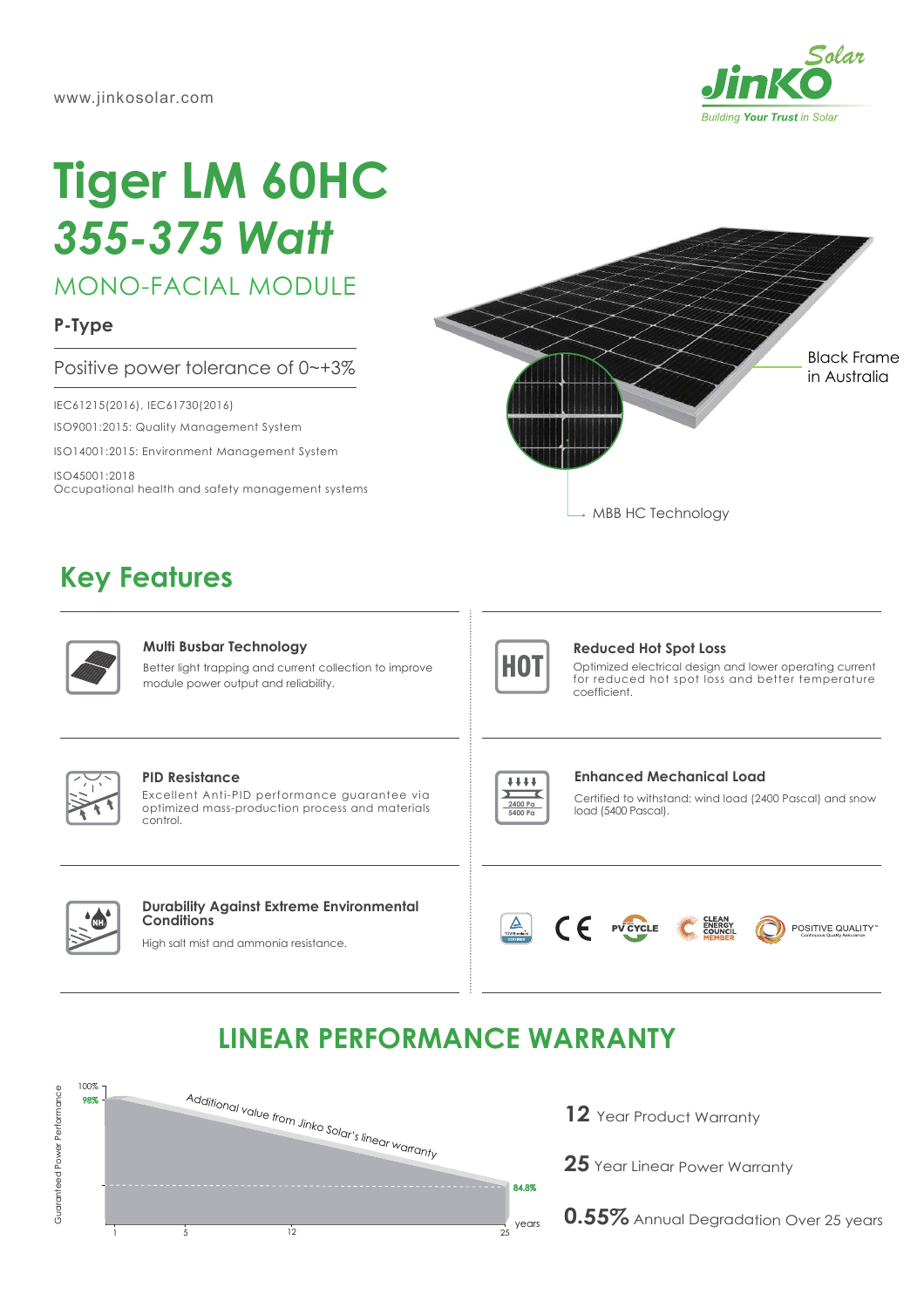www.jinkosolar.com

# Tiger LM 60HC

# *355-375 Watt*

## MONO-FACIAL MODULE

**P-Type**

Positive power tolerance of 0~+3%

IEC61215(2016), IEC61730(2016)

ISO9001:2015: Quality Management System

ISO14001:2015: Environment Management System

ISO45001:2018
Occupational health and safety management systems

Black Frame in Australia

MBB HC Technology

## Key Features

### Multi Busbar Technology

Better light trapping and current collection to improve module power output and reliability.

### Reduced Hot Spot Loss

Optimized electrical design and lower operating current for reduced hot spot loss and better temperature coefficient.

### PID Resistance

Excellent Anti-PID performance guarantee via optimized mass-production process and materials control.

### Enhanced Mechanical Load

Certified to withstand: wind load (2400 Pascal) and snow load (5400 Pascal).

### Durability Against Extreme Environmental Conditions

High salt mist and ammonia resistance.

## LINEAR PERFORMANCE WARRANTY

Guaranteed Power Performance: 100%, 98%, 84.8%; years: 1, 5, 12, 25

*Additional value from Jinko Solar's linear warranty*

**12** Year Product Warranty

**25** Year Linear Power Warranty

**0.55%** Annual Degradation Over 25 years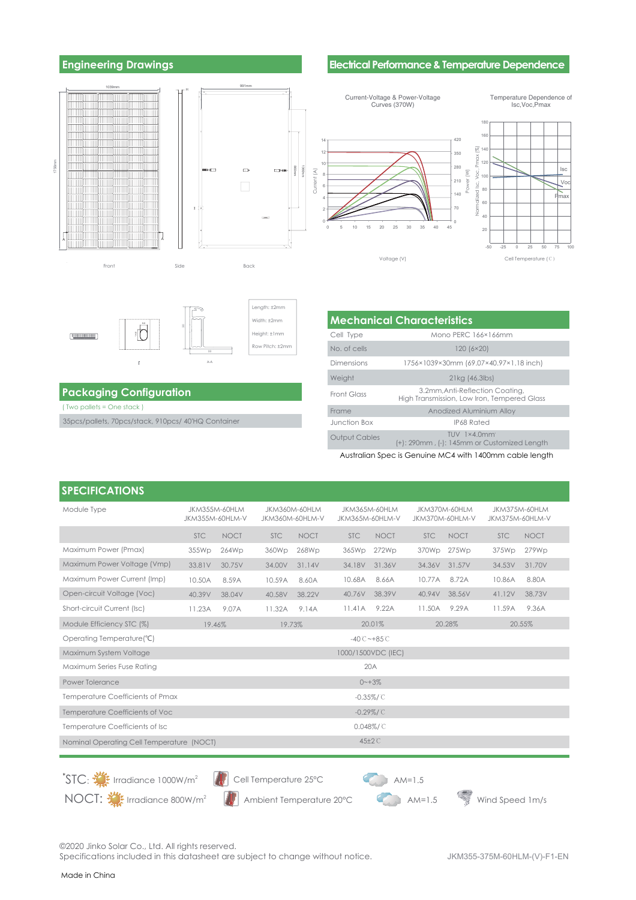## Engineering Drawings

1039mm

991mm

1756mm

Front

Side

Back

Length: ±2mm

Width: ±2mm

Height: ±1mm

Row Pitch: ±2mm

A-A

## Electrical Performance & Temperature Dependence

Current-Voltage & Power-Voltage Curves (370W)

Current (A)

Power (W)

Voltage (V)

14, 12, 10, 8, 6, 4, 2, 0

420, 350, 280, 210, 140, 70, 0

0, 5, 10, 15, 20, 25, 30, 35, 40, 45

Temperature Dependence of Isc,Voc,Pmax

Normalized Isc, Voc, Pmax (%)

Cell Temperature (℃)

180, 160, 140, 120, 100, 80, 60, 40, 20

-50, -25, 0, 25, 50, 75, 100

Isc

Voc

Pmax

## Mechanical Characteristics

| | |
|---|---|
| Cell Type | Mono PERC 166×166mm |
| No. of cells | 120 (6×20) |
| Dimensions | 1756×1039×30mm (69.07×40.97×1.18 inch) |
| Weight | 21kg (46.3lbs) |
| Front Glass | 3.2mm,Anti-Reflection Coating, High Transmission, Low Iron, Tempered Glass |
| Frame | Anodized Aluminium Alloy |
| Junction Box | IP68 Rated |
| Output Cables | TUV 1×4.0mm² (+): 290mm , (-): 145mm or Customized Length |

Australian Spec is Genuine MC4 with 1400mm cable length

## Packaging Configuration

( Two pallets = One stack )

35pcs/pallets, 70pcs/stack, 910pcs/ 40'HQ Container

## SPECIFICATIONS

| Module Type | JKM355M-60HLM JKM355M-60HLM-V | | JKM360M-60HLM JKM360M-60HLM-V | | JKM365M-60HLM JKM365M-60HLM-V | | JKM370M-60HLM JKM370M-60HLM-V | | JKM375M-60HLM JKM375M-60HLM-V | |
|---|---|---|---|---|---|---|---|---|---|---|
| | STC | NOCT | STC | NOCT | STC | NOCT | STC | NOCT | STC | NOCT |
| Maximum Power (Pmax) | 355Wp | 264Wp | 360Wp | 268Wp | 365Wp | 272Wp | 370Wp | 275Wp | 375Wp | 279Wp |
| Maximum Power Voltage (Vmp) | 33.81V | 30.75V | 34.00V | 31.14V | 34.18V | 31.36V | 34.36V | 31.57V | 34.53V | 31.70V |
| Maximum Power Current (Imp) | 10.50A | 8.59A | 10.59A | 8.60A | 10.68A | 8.66A | 10.77A | 8.72A | 10.86A | 8.80A |
| Open-circuit Voltage (Voc) | 40.39V | 38.04V | 40.58V | 38.22V | 40.76V | 38.39V | 40.94V | 38.56V | 41.12V | 38.73V |
| Short-circuit Current (Isc) | 11.23A | 9.07A | 11.32A | 9.14A | 11.41A | 9.22A | 11.50A | 9.29A | 11.59A | 9.36A |
| Module Efficiency STC (%) | 19.46% | | 19.73% | | 20.01% | | 20.28% | | 20.55% | |
| Operating Temperature(℃) | -40℃~+85℃ | | | | | | | | | |
| Maximum System Voltage | 1000/1500VDC (IEC) | | | | | | | | | |
| Maximum Series Fuse Rating | 20A | | | | | | | | | |
| Power Tolerance | 0~+3% | | | | | | | | | |
| Temperature Coefficients of Pmax | -0.35%/℃ | | | | | | | | | |
| Temperature Coefficients of Voc | -0.29%/℃ | | | | | | | | | |
| Temperature Coefficients of Isc | 0.048%/℃ | | | | | | | | | |
| Nominal Operating Cell Temperature (NOCT) | 45±2℃ | | | | | | | | | |

*STC: Irradiance 1000W/m² Cell Temperature 25°C AM=1.5

NOCT: Irradiance 800W/m² Ambient Temperature 20°C AM=1.5 Wind Speed 1m/s

©2020 Jinko Solar Co., Ltd. All rights reserved.
Specifications included in this datasheet are subject to change without notice.

JKM355-375M-60HLM-(V)-F1-EN

Made in China